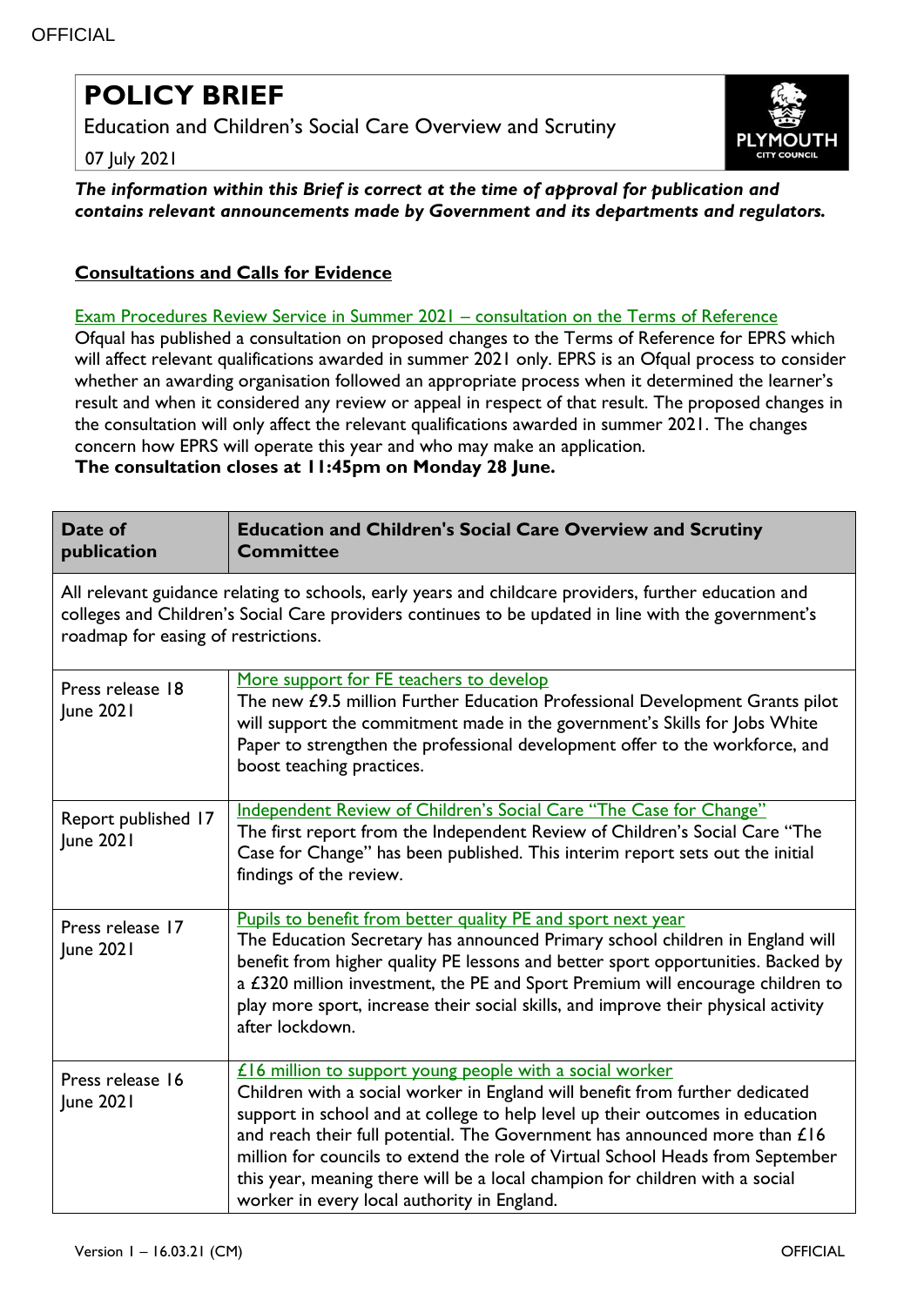# POLICY BRIEF

Education and Children's Social Care Overview and Scrutiny

07 July 2021

***The information within this Brief is correct at the time of approval for publication and contains relevant announcements made by Government and its departments and regulators.***

## Consultations and Calls for Evidence

Exam Procedures Review Service in Summer 2021 – consultation on the Terms of Reference

Ofqual has published a consultation on proposed changes to the Terms of Reference for EPRS which will affect relevant qualifications awarded in summer 2021 only. EPRS is an Ofqual process to consider whether an awarding organisation followed an appropriate process when it determined the learner's result and when it considered any review or appeal in respect of that result. The proposed changes in the consultation will only affect the relevant qualifications awarded in summer 2021. The changes concern how EPRS will operate this year and who may make an application.

**The consultation closes at 11:45pm on Monday 28 June.**

| Date of publication | Education and Children's Social Care Overview and Scrutiny Committee |
|---|---|
| All relevant guidance relating to schools, early years and childcare providers, further education and colleges and Children's Social Care providers continues to be updated in line with the government's roadmap for easing of restrictions. | |
| Press release 18 June 2021 | More support for FE teachers to develop<br>The new £9.5 million Further Education Professional Development Grants pilot will support the commitment made in the government's Skills for Jobs White Paper to strengthen the professional development offer to the workforce, and boost teaching practices. |
| Report published 17 June 2021 | Independent Review of Children's Social Care "The Case for Change"<br>The first report from the Independent Review of Children's Social Care "The Case for Change" has been published. This interim report sets out the initial findings of the review. |
| Press release 17 June 2021 | Pupils to benefit from better quality PE and sport next year<br>The Education Secretary has announced Primary school children in England will benefit from higher quality PE lessons and better sport opportunities. Backed by a £320 million investment, the PE and Sport Premium will encourage children to play more sport, increase their social skills, and improve their physical activity after lockdown. |
| Press release 16 June 2021 | £16 million to support young people with a social worker<br>Children with a social worker in England will benefit from further dedicated support in school and at college to help level up their outcomes in education and reach their full potential. The Government has announced more than £16 million for councils to extend the role of Virtual School Heads from September this year, meaning there will be a local champion for children with a social worker in every local authority in England. |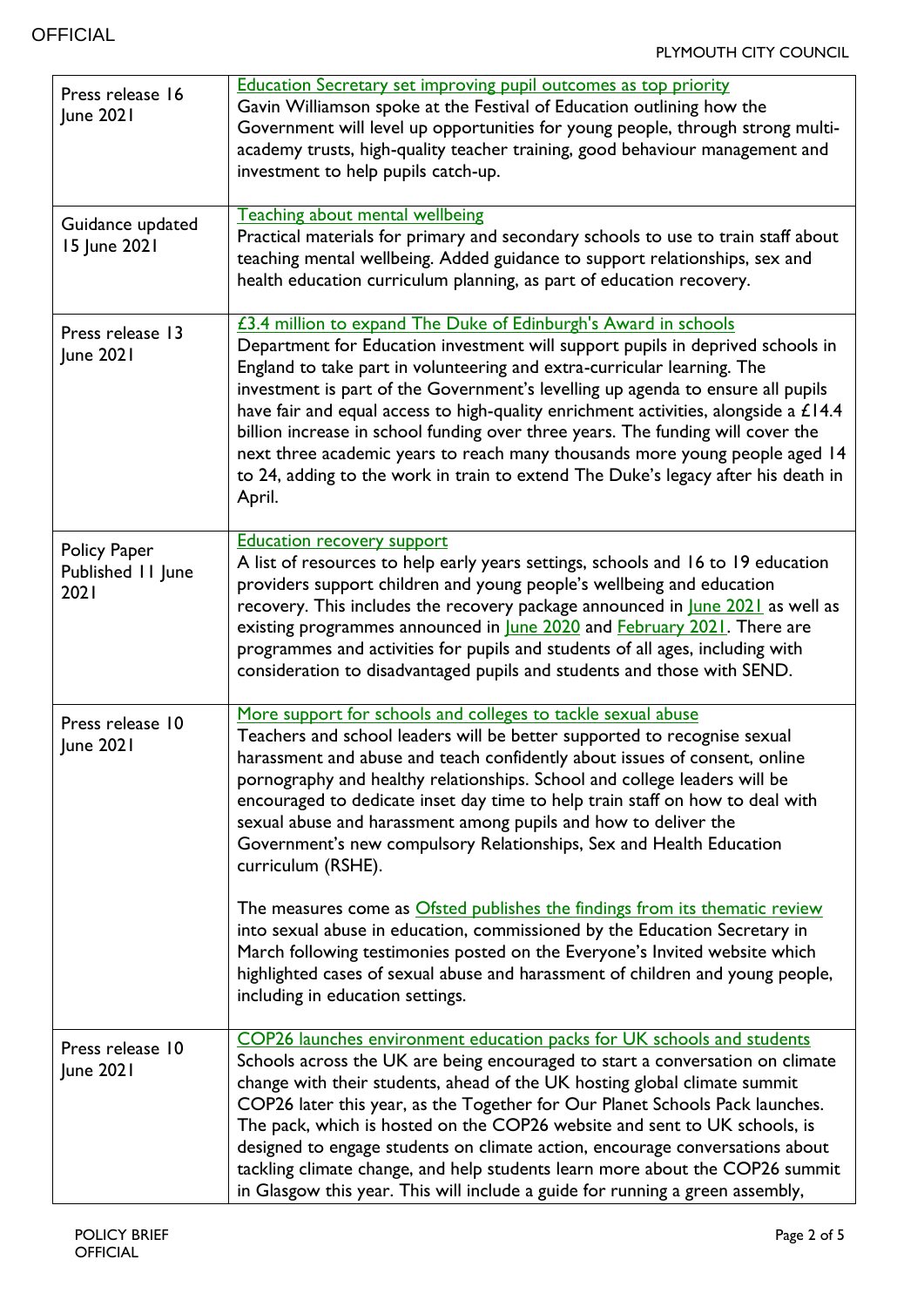| | |
|---|---|
| Press release 16 June 2021 | [Education Secretary set improving pupil outcomes as top priority] Gavin Williamson spoke at the Festival of Education outlining how the Government will level up opportunities for young people, through strong multi-academy trusts, high-quality teacher training, good behaviour management and investment to help pupils catch-up. |
| Guidance updated 15 June 2021 | [Teaching about mental wellbeing] Practical materials for primary and secondary schools to use to train staff about teaching mental wellbeing. Added guidance to support relationships, sex and health education curriculum planning, as part of education recovery. |
| Press release 13 June 2021 | [£3.4 million to expand The Duke of Edinburgh's Award in schools] Department for Education investment will support pupils in deprived schools in England to take part in volunteering and extra-curricular learning. The investment is part of the Government's levelling up agenda to ensure all pupils have fair and equal access to high-quality enrichment activities, alongside a £14.4 billion increase in school funding over three years. The funding will cover the next three academic years to reach many thousands more young people aged 14 to 24, adding to the work in train to extend The Duke's legacy after his death in April. |
| Policy Paper Published 11 June 2021 | [Education recovery support] A list of resources to help early years settings, schools and 16 to 19 education providers support children and young people's wellbeing and education recovery. This includes the recovery package announced in June 2021 as well as existing programmes announced in June 2020 and February 2021. There are programmes and activities for pupils and students of all ages, including with consideration to disadvantaged pupils and students and those with SEND. |
| Press release 10 June 2021 | [More support for schools and colleges to tackle sexual abuse] Teachers and school leaders will be better supported to recognise sexual harassment and abuse and teach confidently about issues of consent, online pornography and healthy relationships. School and college leaders will be encouraged to dedicate inset day time to help train staff on how to deal with sexual abuse and harassment among pupils and how to deliver the Government's new compulsory Relationships, Sex and Health Education curriculum (RSHE).<br><br>The measures come as Ofsted publishes the findings from its thematic review into sexual abuse in education, commissioned by the Education Secretary in March following testimonies posted on the Everyone's Invited website which highlighted cases of sexual abuse and harassment of children and young people, including in education settings. |
| Press release 10 June 2021 | [COP26 launches environment education packs for UK schools and students] Schools across the UK are being encouraged to start a conversation on climate change with their students, ahead of the UK hosting global climate summit COP26 later this year, as the Together for Our Planet Schools Pack launches. The pack, which is hosted on the COP26 website and sent to UK schools, is designed to engage students on climate action, encourage conversations about tackling climate change, and help students learn more about the COP26 summit in Glasgow this year. This will include a guide for running a green assembly, |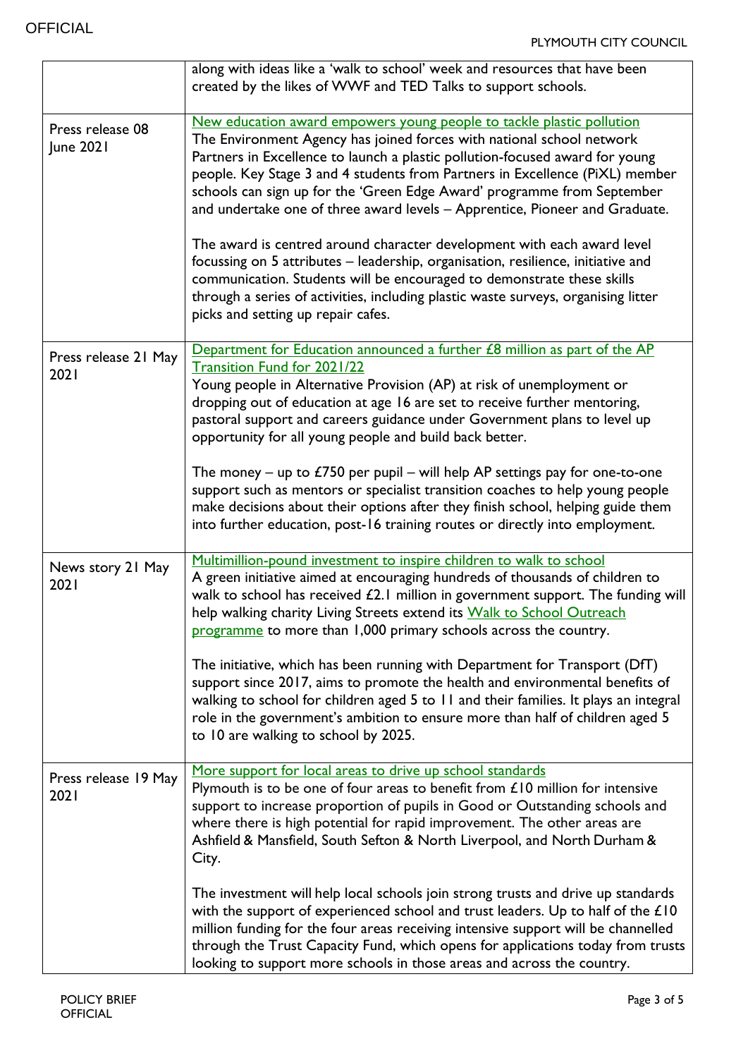|  |  |
| --- | --- |
|  | along with ideas like a 'walk to school' week and resources that have been created by the likes of WWF and TED Talks to support schools. |
| Press release 08 June 2021 | New education award empowers young people to tackle plastic pollution<br>The Environment Agency has joined forces with national school network Partners in Excellence to launch a plastic pollution-focused award for young people. Key Stage 3 and 4 students from Partners in Excellence (PiXL) member schools can sign up for the 'Green Edge Award' programme from September and undertake one of three award levels – Apprentice, Pioneer and Graduate.<br><br>The award is centred around character development with each award level focussing on 5 attributes – leadership, organisation, resilience, initiative and communication. Students will be encouraged to demonstrate these skills through a series of activities, including plastic waste surveys, organising litter picks and setting up repair cafes. |
| Press release 21 May 2021 | Department for Education announced a further £8 million as part of the AP Transition Fund for 2021/22<br>Young people in Alternative Provision (AP) at risk of unemployment or dropping out of education at age 16 are set to receive further mentoring, pastoral support and careers guidance under Government plans to level up opportunity for all young people and build back better.<br><br>The money – up to £750 per pupil – will help AP settings pay for one-to-one support such as mentors or specialist transition coaches to help young people make decisions about their options after they finish school, helping guide them into further education, post-16 training routes or directly into employment. |
| News story 21 May 2021 | Multimillion-pound investment to inspire children to walk to school<br>A green initiative aimed at encouraging hundreds of thousands of children to walk to school has received £2.1 million in government support. The funding will help walking charity Living Streets extend its Walk to School Outreach programme to more than 1,000 primary schools across the country.<br><br>The initiative, which has been running with Department for Transport (DfT) support since 2017, aims to promote the health and environmental benefits of walking to school for children aged 5 to 11 and their families. It plays an integral role in the government's ambition to ensure more than half of children aged 5 to 10 are walking to school by 2025. |
| Press release 19 May 2021 | More support for local areas to drive up school standards<br>Plymouth is to be one of four areas to benefit from £10 million for intensive support to increase proportion of pupils in Good or Outstanding schools and where there is high potential for rapid improvement. The other areas are Ashfield & Mansfield, South Sefton & North Liverpool, and North Durham & City.<br><br>The investment will help local schools join strong trusts and drive up standards with the support of experienced school and trust leaders. Up to half of the £10 million funding for the four areas receiving intensive support will be channelled through the Trust Capacity Fund, which opens for applications today from trusts looking to support more schools in those areas and across the country. |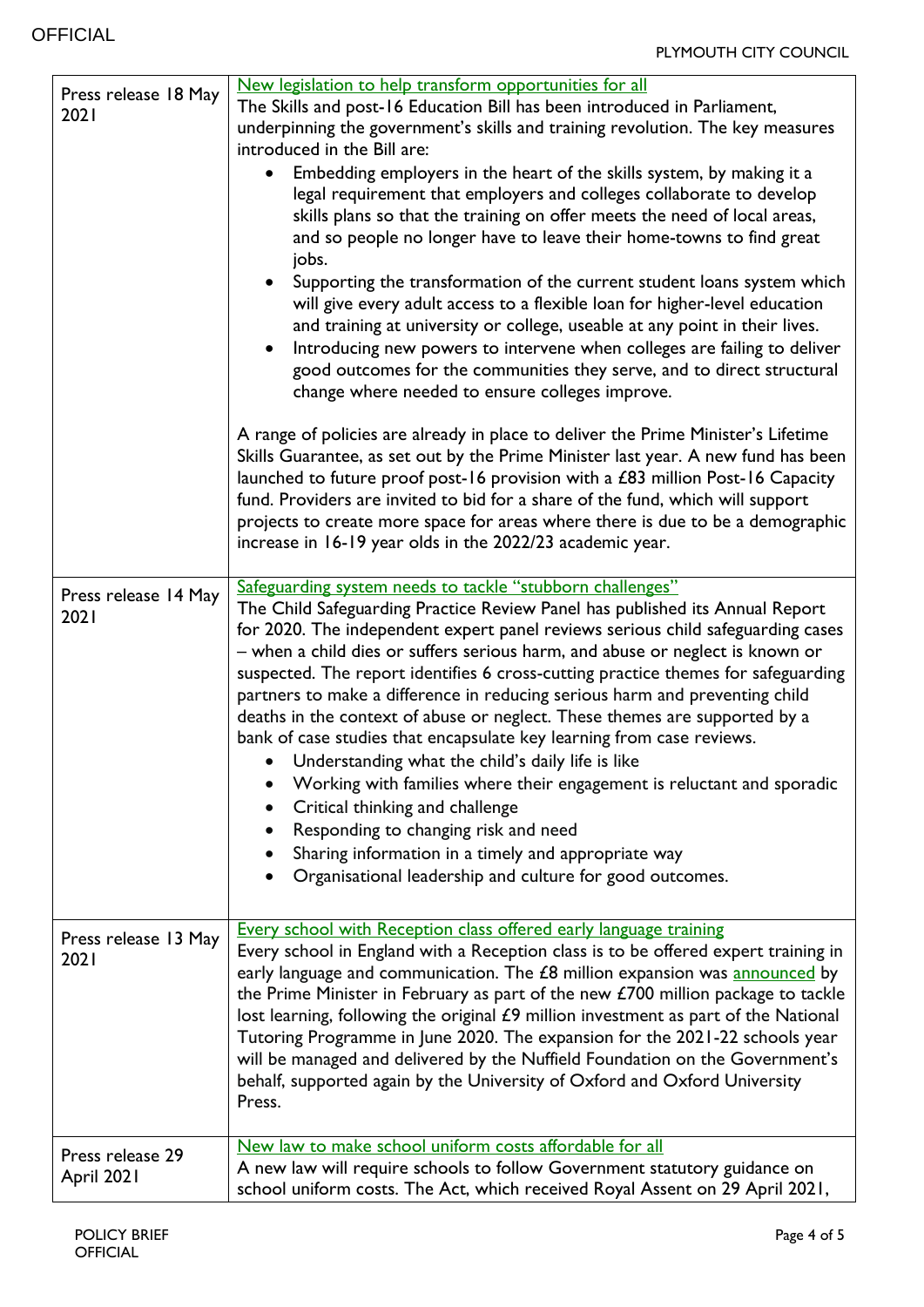| | |
|---|---|
| Press release 18 May 2021 | New legislation to help transform opportunities for all<br>The Skills and post-16 Education Bill has been introduced in Parliament, underpinning the government's skills and training revolution. The key measures introduced in the Bill are:<br>• Embedding employers in the heart of the skills system, by making it a legal requirement that employers and colleges collaborate to develop skills plans so that the training on offer meets the need of local areas, and so people no longer have to leave their home-towns to find great jobs.<br>• Supporting the transformation of the current student loans system which will give every adult access to a flexible loan for higher-level education and training at university or college, useable at any point in their lives.<br>• Introducing new powers to intervene when colleges are failing to deliver good outcomes for the communities they serve, and to direct structural change where needed to ensure colleges improve.<br><br>A range of policies are already in place to deliver the Prime Minister's Lifetime Skills Guarantee, as set out by the Prime Minister last year. A new fund has been launched to future proof post-16 provision with a £83 million Post-16 Capacity fund. Providers are invited to bid for a share of the fund, which will support projects to create more space for areas where there is due to be a demographic increase in 16-19 year olds in the 2022/23 academic year. |
| Press release 14 May 2021 | Safeguarding system needs to tackle "stubborn challenges"<br>The Child Safeguarding Practice Review Panel has published its Annual Report for 2020. The independent expert panel reviews serious child safeguarding cases – when a child dies or suffers serious harm, and abuse or neglect is known or suspected. The report identifies 6 cross-cutting practice themes for safeguarding partners to make a difference in reducing serious harm and preventing child deaths in the context of abuse or neglect. These themes are supported by a bank of case studies that encapsulate key learning from case reviews.<br>• Understanding what the child's daily life is like<br>• Working with families where their engagement is reluctant and sporadic<br>• Critical thinking and challenge<br>• Responding to changing risk and need<br>• Sharing information in a timely and appropriate way<br>• Organisational leadership and culture for good outcomes. |
| Press release 13 May 2021 | Every school with Reception class offered early language training<br>Every school in England with a Reception class is to be offered expert training in early language and communication. The £8 million expansion was announced by the Prime Minister in February as part of the new £700 million package to tackle lost learning, following the original £9 million investment as part of the National Tutoring Programme in June 2020. The expansion for the 2021-22 schools year will be managed and delivered by the Nuffield Foundation on the Government's behalf, supported again by the University of Oxford and Oxford University Press. |
| Press release 29 April 2021 | New law to make school uniform costs affordable for all<br>A new law will require schools to follow Government statutory guidance on school uniform costs. The Act, which received Royal Assent on 29 April 2021, |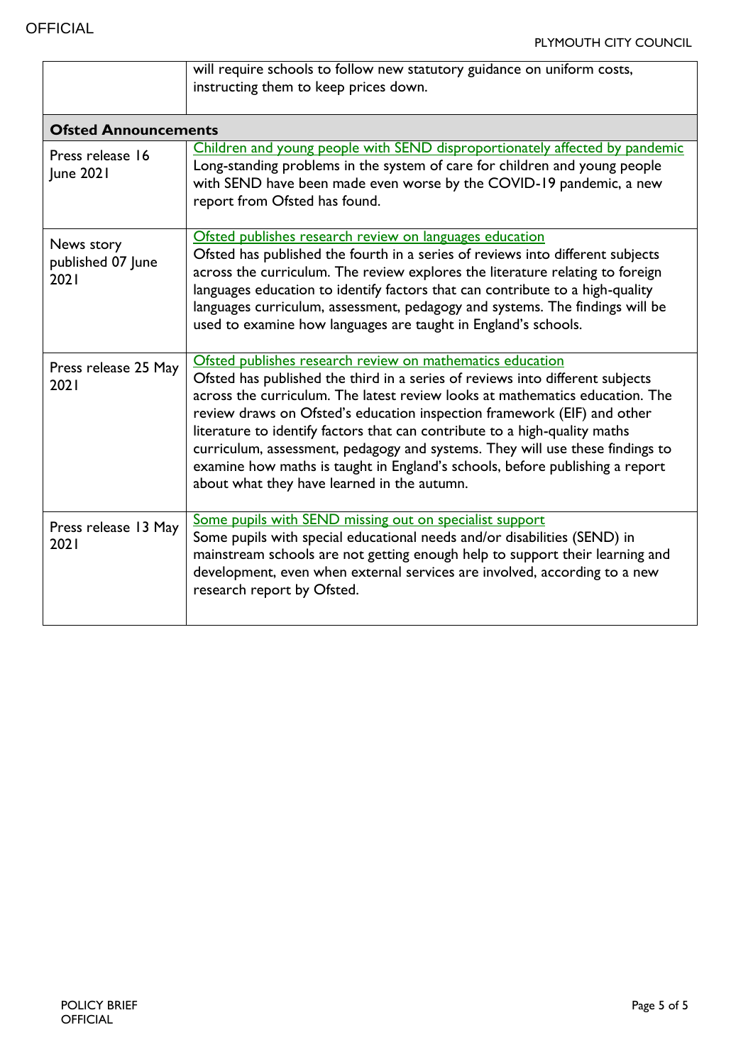| | |
|---|---|
| | will require schools to follow new statutory guidance on uniform costs, instructing them to keep prices down. |
| **Ofsted Announcements** | |
| Press release 16 June 2021 | Children and young people with SEND disproportionately affected by pandemic<br>Long-standing problems in the system of care for children and young people with SEND have been made even worse by the COVID-19 pandemic, a new report from Ofsted has found. |
| News story published 07 June 2021 | Ofsted publishes research review on languages education<br>Ofsted has published the fourth in a series of reviews into different subjects across the curriculum. The review explores the literature relating to foreign languages education to identify factors that can contribute to a high-quality languages curriculum, assessment, pedagogy and systems. The findings will be used to examine how languages are taught in England's schools. |
| Press release 25 May 2021 | Ofsted publishes research review on mathematics education<br>Ofsted has published the third in a series of reviews into different subjects across the curriculum. The latest review looks at mathematics education. The review draws on Ofsted's education inspection framework (EIF) and other literature to identify factors that can contribute to a high-quality maths curriculum, assessment, pedagogy and systems. They will use these findings to examine how maths is taught in England's schools, before publishing a report about what they have learned in the autumn. |
| Press release 13 May 2021 | Some pupils with SEND missing out on specialist support<br>Some pupils with special educational needs and/or disabilities (SEND) in mainstream schools are not getting enough help to support their learning and development, even when external services are involved, according to a new research report by Ofsted. |